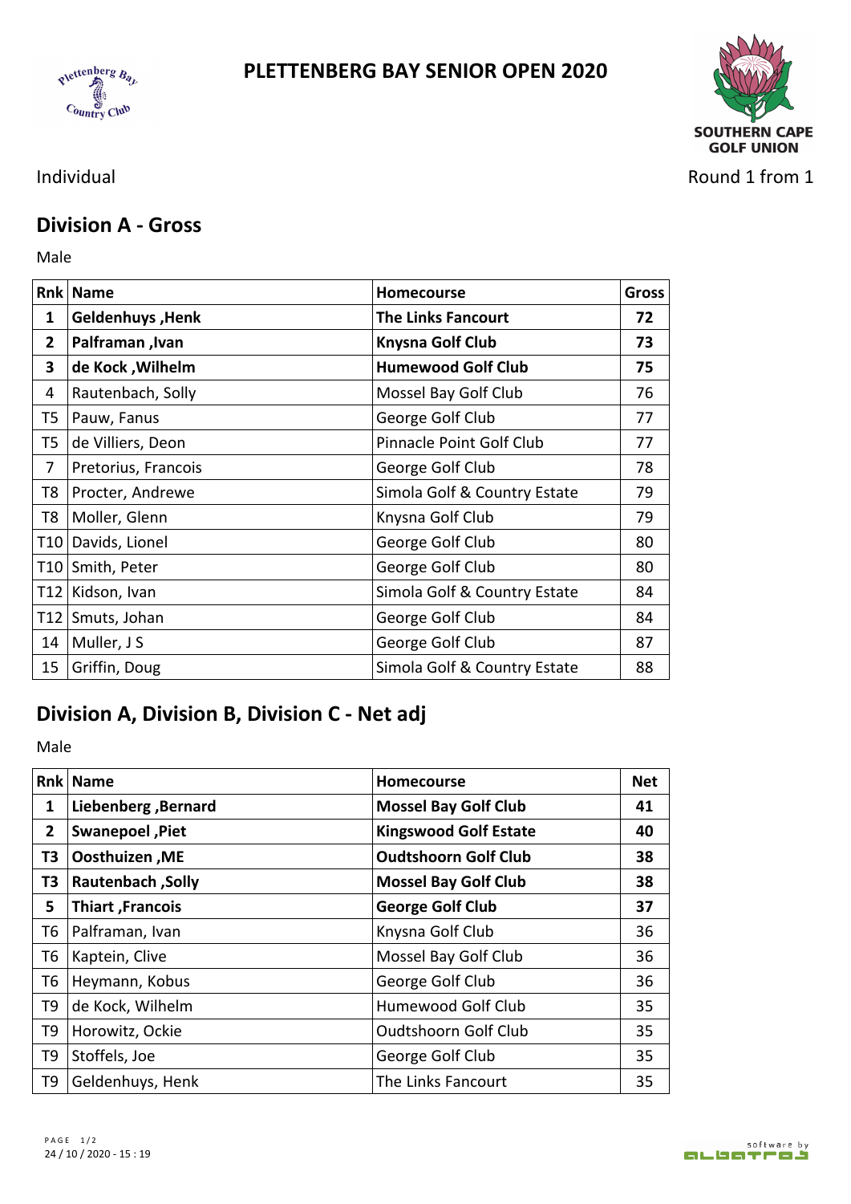# PLETTENBERG BAY SENIOR OPEN 2020

SOUTHERN CAPE GOLF UNION

Individual

Round 1 from 1

## Division A - Gross

Male

| Rnk | Name | Homecourse | Gross |
|---|---|---|---|
| **1** | **Geldenhuys ,Henk** | **The Links Fancourt** | **72** |
| **2** | **Palframan ,Ivan** | **Knysna Golf Club** | **73** |
| **3** | **de Kock ,Wilhelm** | **Humewood Golf Club** | **75** |
| 4 | Rautenbach, Solly | Mossel Bay Golf Club | 76 |
| T5 | Pauw, Fanus | George Golf Club | 77 |
| T5 | de Villiers, Deon | Pinnacle Point Golf Club | 77 |
| 7 | Pretorius, Francois | George Golf Club | 78 |
| T8 | Procter, Andrewe | Simola Golf & Country Estate | 79 |
| T8 | Moller, Glenn | Knysna Golf Club | 79 |
| T10 | Davids, Lionel | George Golf Club | 80 |
| T10 | Smith, Peter | George Golf Club | 80 |
| T12 | Kidson, Ivan | Simola Golf & Country Estate | 84 |
| T12 | Smuts, Johan | George Golf Club | 84 |
| 14 | Muller, J S | George Golf Club | 87 |
| 15 | Griffin, Doug | Simola Golf & Country Estate | 88 |

## Division A, Division B, Division C - Net adj

Male

| Rnk | Name | Homecourse | Net |
|---|---|---|---|
| **1** | **Liebenberg ,Bernard** | **Mossel Bay Golf Club** | **41** |
| **2** | **Swanepoel ,Piet** | **Kingswood Golf Estate** | **40** |
| **T3** | **Oosthuizen ,ME** | **Oudtshoorn Golf Club** | **38** |
| **T3** | **Rautenbach ,Solly** | **Mossel Bay Golf Club** | **38** |
| **5** | **Thiart ,Francois** | **George Golf Club** | **37** |
| T6 | Palframan, Ivan | Knysna Golf Club | 36 |
| T6 | Kaptein, Clive | Mossel Bay Golf Club | 36 |
| T6 | Heymann, Kobus | George Golf Club | 36 |
| T9 | de Kock, Wilhelm | Humewood Golf Club | 35 |
| T9 | Horowitz, Ockie | Oudtshoorn Golf Club | 35 |
| T9 | Stoffels, Joe | George Golf Club | 35 |
| T9 | Geldenhuys, Henk | The Links Fancourt | 35 |

24 / 10 / 2020 - 15 : 19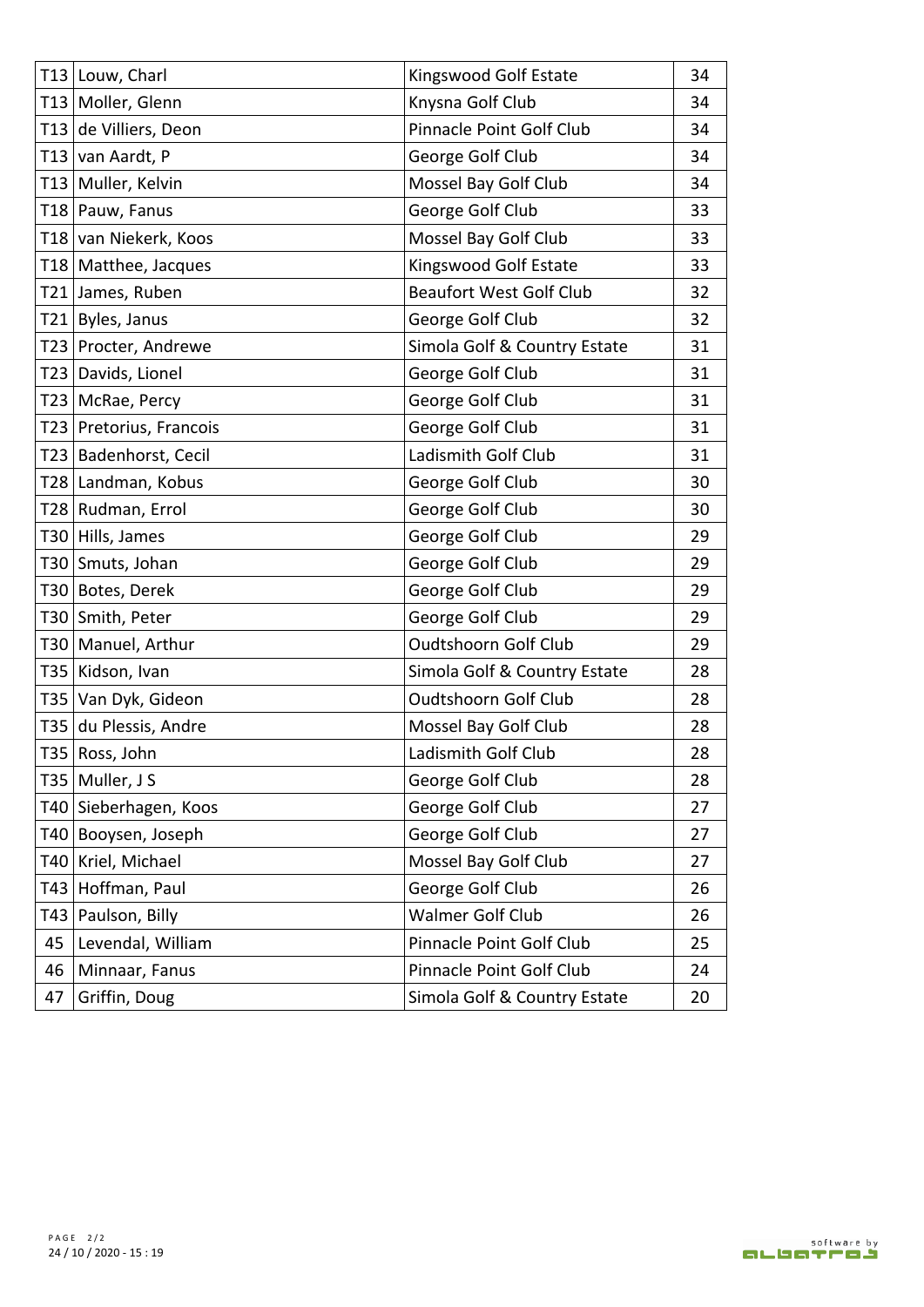| | | | |
|---|---|---|---|
| T13 | Louw, Charl | Kingswood Golf Estate | 34 |
| T13 | Moller, Glenn | Knysna Golf Club | 34 |
| T13 | de Villiers, Deon | Pinnacle Point Golf Club | 34 |
| T13 | van Aardt, P | George Golf Club | 34 |
| T13 | Muller, Kelvin | Mossel Bay Golf Club | 34 |
| T18 | Pauw, Fanus | George Golf Club | 33 |
| T18 | van Niekerk, Koos | Mossel Bay Golf Club | 33 |
| T18 | Matthee, Jacques | Kingswood Golf Estate | 33 |
| T21 | James, Ruben | Beaufort West Golf Club | 32 |
| T21 | Byles, Janus | George Golf Club | 32 |
| T23 | Procter, Andrewe | Simola Golf & Country Estate | 31 |
| T23 | Davids, Lionel | George Golf Club | 31 |
| T23 | McRae, Percy | George Golf Club | 31 |
| T23 | Pretorius, Francois | George Golf Club | 31 |
| T23 | Badenhorst, Cecil | Ladismith Golf Club | 31 |
| T28 | Landman, Kobus | George Golf Club | 30 |
| T28 | Rudman, Errol | George Golf Club | 30 |
| T30 | Hills, James | George Golf Club | 29 |
| T30 | Smuts, Johan | George Golf Club | 29 |
| T30 | Botes, Derek | George Golf Club | 29 |
| T30 | Smith, Peter | George Golf Club | 29 |
| T30 | Manuel, Arthur | Oudtshoorn Golf Club | 29 |
| T35 | Kidson, Ivan | Simola Golf & Country Estate | 28 |
| T35 | Van Dyk, Gideon | Oudtshoorn Golf Club | 28 |
| T35 | du Plessis, Andre | Mossel Bay Golf Club | 28 |
| T35 | Ross, John | Ladismith Golf Club | 28 |
| T35 | Muller, J S | George Golf Club | 28 |
| T40 | Sieberhagen, Koos | George Golf Club | 27 |
| T40 | Booysen, Joseph | George Golf Club | 27 |
| T40 | Kriel, Michael | Mossel Bay Golf Club | 27 |
| T43 | Hoffman, Paul | George Golf Club | 26 |
| T43 | Paulson, Billy | Walmer Golf Club | 26 |
| 45 | Levendal, William | Pinnacle Point Golf Club | 25 |
| 46 | Minnaar, Fanus | Pinnacle Point Golf Club | 24 |
| 47 | Griffin, Doug | Simola Golf & Country Estate | 20 |

24 / 10 / 2020 - 15 : 19

software by ALBATROS